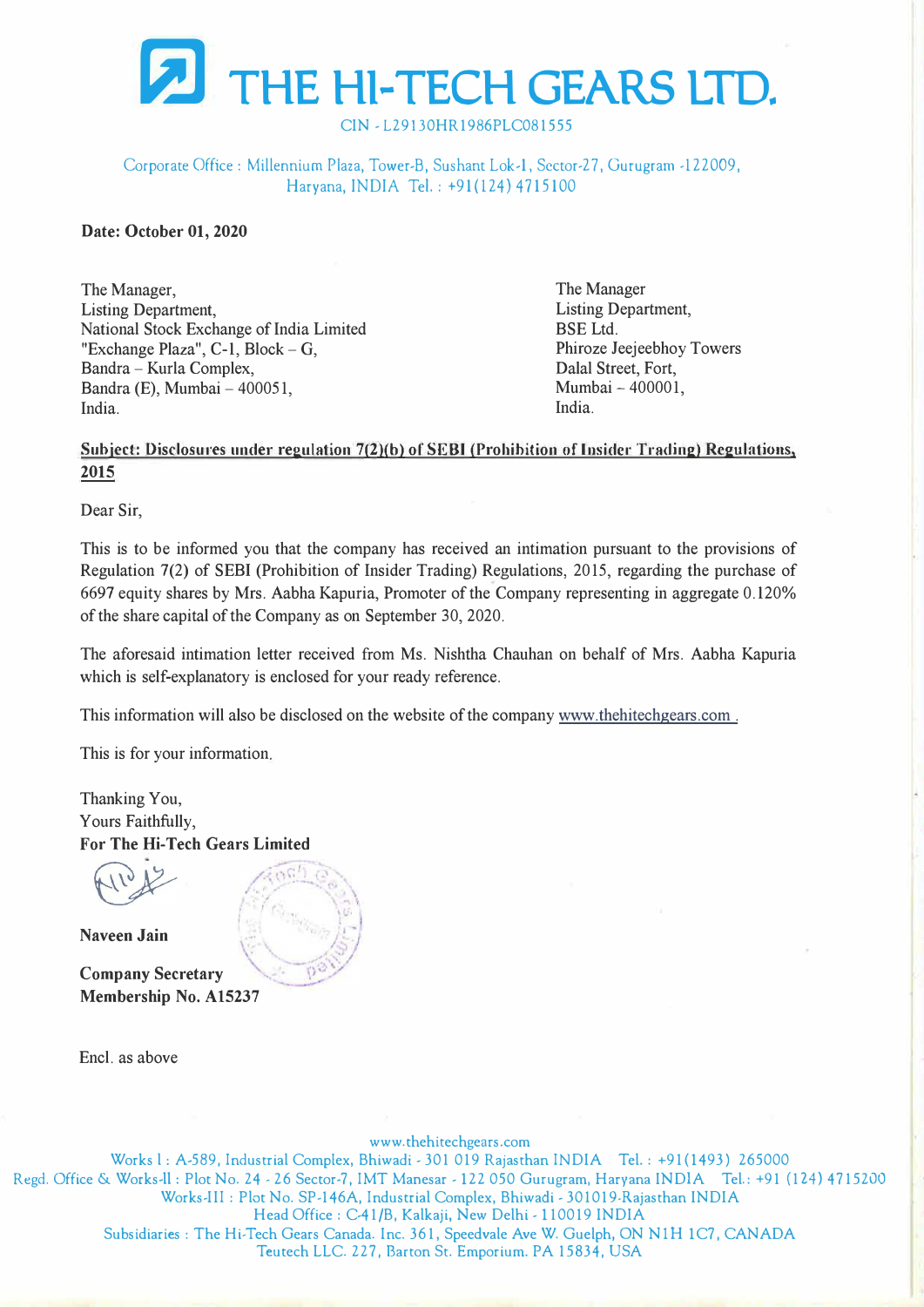# THE HI-TECH GEARS LTD.

CIN - L29130HR1986PLC081555

Corporate Office : Millennium Plaza, Tower-B, Sushant Lok-1, Sector-27, Gurugram -122009, Haryana, INDIA Tel. : +91(124) 4715100

**Date: October 01, 2020**

The Manager,
Listing Department,
National Stock Exchange of India Limited
"Exchange Plaza", C-1, Block – G,
Bandra – Kurla Complex,
Bandra (E), Mumbai – 400051,
India.

The Manager
Listing Department,
BSE Ltd.
Phiroze Jeejeebhoy Towers
Dalal Street, Fort,
Mumbai – 400001,
India.

**<u>Subject: Disclosures under regulation 7(2)(b) of SEBI (Prohibition of Insider Trading) Regulations, 2015</u>**

Dear Sir,

This is to be informed you that the company has received an intimation pursuant to the provisions of Regulation 7(2) of SEBI (Prohibition of Insider Trading) Regulations, 2015, regarding the purchase of 6697 equity shares by Mrs. Aabha Kapuria, Promoter of the Company representing in aggregate 0.120% of the share capital of the Company as on September 30, 2020.

The aforesaid intimation letter received from Ms. Nishtha Chauhan on behalf of Mrs. Aabha Kapuria which is self-explanatory is enclosed for your ready reference.

This information will also be disclosed on the website of the company www.thehitechgears.com .

This is for your information.

Thanking You,
Yours Faithfully,
**For The Hi-Tech Gears Limited**

**Naveen Jain**

**Company Secretary**
**Membership No. A15237**

Encl. as above

www.thehitechgears.com
Works I : A-589, Industrial Complex, Bhiwadi - 301 019 Rajasthan INDIA Tel. : +91(1493) 265000
Regd. Office & Works-II : Plot No. 24 - 26 Sector-7, IMT Manesar - 122 050 Gurugram, Haryana INDIA Tel.: +91 (124) 4715200
Works-III : Plot No. SP-146A, Industrial Complex, Bhiwadi - 301019-Rajasthan INDIA
Head Office : C-41/B, Kalkaji, New Delhi - 110019 INDIA
Subsidiaries : The Hi-Tech Gears Canada. Inc. 361, Speedvale Ave W. Guelph, ON N1H 1C7, CANADA
Teutech LLC. 227, Barton St. Emporium. PA 15834, USA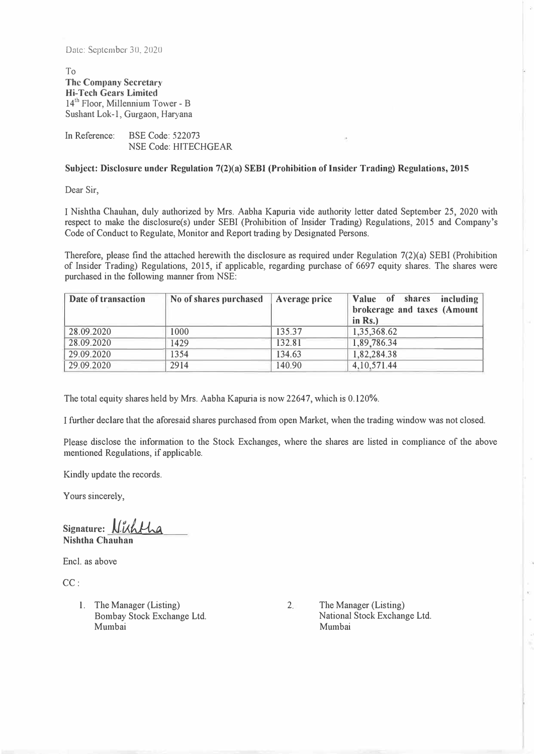Date: September 30, 2020

To
**The Company Secretary**
**Hi-Tech Gears Limited**
14th Floor, Millennium Tower - B
Sushant Lok-1, Gurgaon, Haryana

In Reference: BSE Code: 522073
NSE Code: HITECHGEAR

**Subject: Disclosure under Regulation 7(2)(a) SEBI (Prohibition of Insider Trading) Regulations, 2015**

Dear Sir,

I Nishtha Chauhan, duly authorized by Mrs. Aabha Kapuria vide authority letter dated September 25, 2020 with respect to make the disclosure(s) under SEBI (Prohibition of Insider Trading) Regulations, 2015 and Company's Code of Conduct to Regulate, Monitor and Report trading by Designated Persons.

Therefore, please find the attached herewith the disclosure as required under Regulation 7(2)(a) SEBI (Prohibition of Insider Trading) Regulations, 2015, if applicable, regarding purchase of 6697 equity shares. The shares were purchased in the following manner from NSE:

| Date of transaction | No of shares purchased | Average price | Value of shares including brokerage and taxes (Amount in Rs.) |
|---|---|---|---|
| 28.09.2020 | 1000 | 135.37 | 1,35,368.62 |
| 28.09.2020 | 1429 | 132.81 | 1,89,786.34 |
| 29.09.2020 | 1354 | 134.63 | 1,82,284.38 |
| 29.09.2020 | 2914 | 140.90 | 4,10,571.44 |

The total equity shares held by Mrs. Aabha Kapuria is now 22647, which is 0.120%.

I further declare that the aforesaid shares purchased from open Market, when the trading window was not closed.

Please disclose the information to the Stock Exchanges, where the shares are listed in compliance of the above mentioned Regulations, if applicable.

Kindly update the records.

Yours sincerely,

Signature: Nishtha
**Nishtha Chauhan**

Encl. as above

CC :

1. The Manager (Listing)
   Bombay Stock Exchange Ltd.
   Mumbai
2. The Manager (Listing)
   National Stock Exchange Ltd.
   Mumbai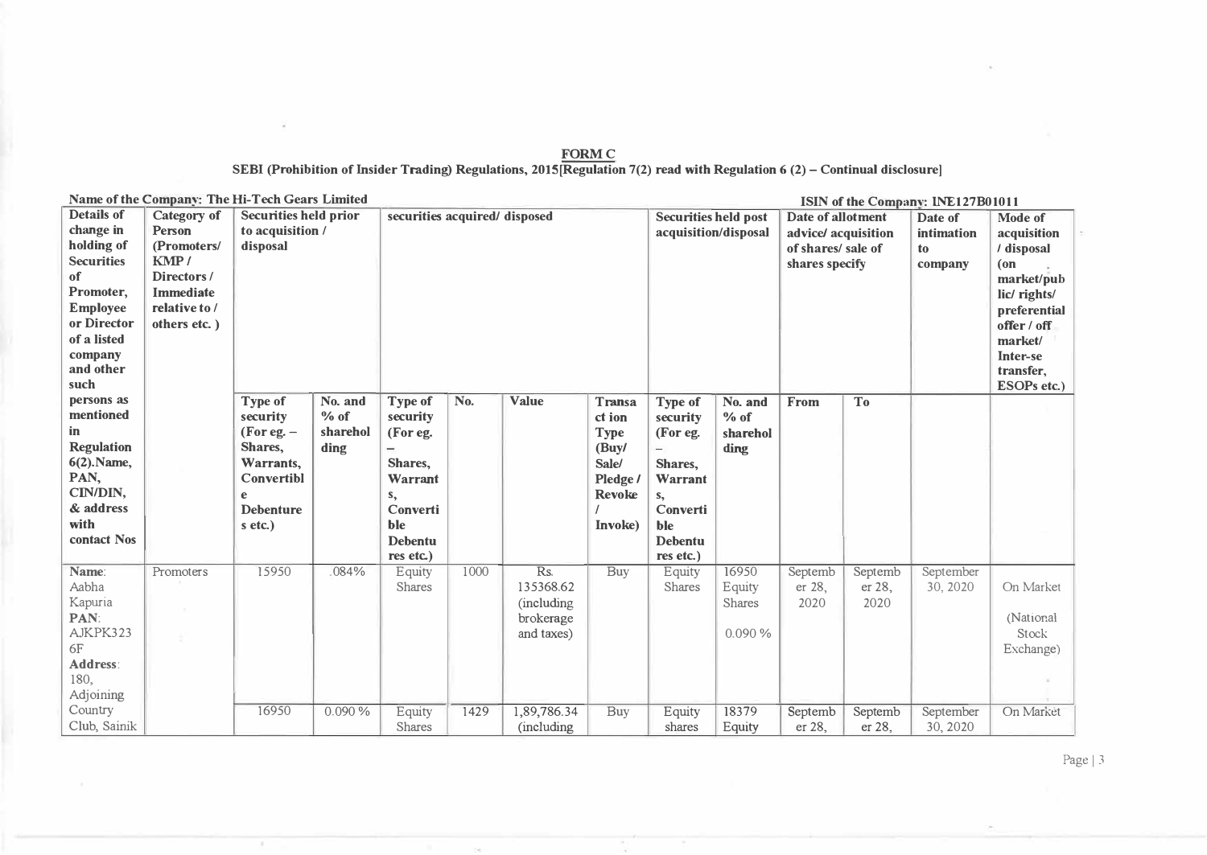**FORM C**

**SEBI (Prohibition of Insider Trading) Regulations, 2015[Regulation 7(2) read with Regulation 6 (2) – Continual disclosure]**

**Name of the Company: The Hi-Tech Gears Limited** | **ISIN of the Company: INE127B01011**

| Details of change in holding of Securities of Promoter, Employee or Director of a listed company and other such persons as mentioned in Regulation 6(2).Name, PAN, CIN/DIN, & address with contact Nos | Category of Person (Promoters/ KMP / Directors / Immediate relative to / others etc. ) | Securities held prior to acquisition / disposal | | securities acquired/ disposed | | | | Securities held post acquisition/disposal | | Date of allotment advice/ acquisition of shares/ sale of shares specify | | Date of intimation to company | Mode of acquisition / disposal (on market/public/ rights/ preferential offer / off market/ Inter-se transfer, ESOPs etc.) |
|---|---|---|---|---|---|---|---|---|---|---|---|---|---|
| | | Type of security (For eg. – Shares, Warrants, Convertible Debentures etc.) | No. and % of shareholding | Type of security (For eg. – Shares, Warrants, Convertible Debentures etc.) | No. | Value | Transaction Type (Buy/ Sale/ Pledge / Revoke / Invoke) | Type of security (For eg. – Shares, Warrants, Convertible Debentures etc.) | No. and % of shareholding | From | To | | |
| Name: Aabha Kapuria PAN: AJKPK3236F Address: 180, Adjoining Country Club, Sainik | Promoters | 15950 | .084% | Equity Shares | 1000 | Rs. 135368.62 (including brokerage and taxes) | Buy | Equity Shares | 16950 Equity Shares 0.090 % | September 28, 2020 | September 28, 2020 | September 30, 2020 | On Market (National Stock Exchange) |
| | | 16950 | 0.090 % | Equity Shares | 1429 | 1,89,786.34 (including | Buy | Equity shares | 18379 Equity | September 28, | September 28, | September 30, 2020 | On Market |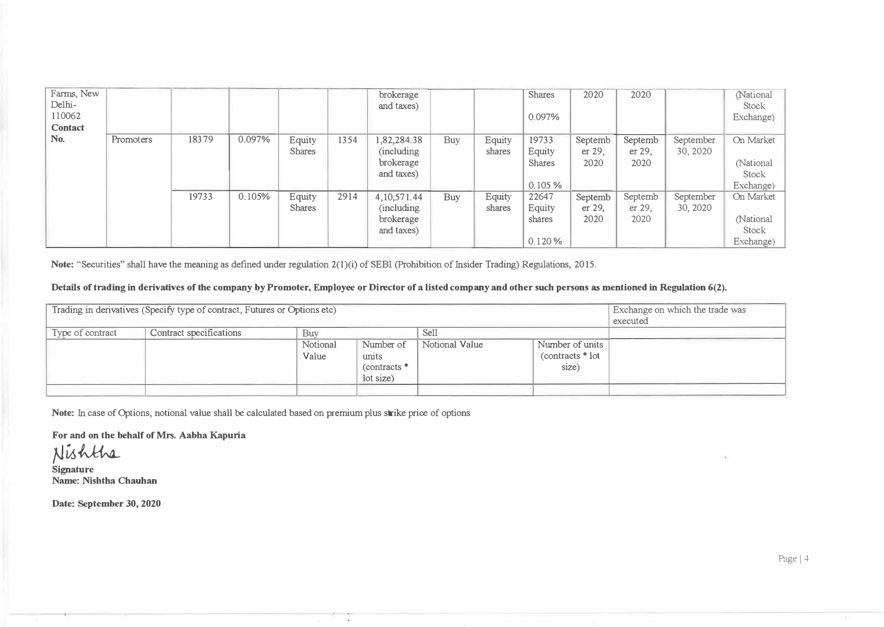| | | | | | | | | | | | | | |
|---|---|---|---|---|---|---|---|---|---|---|---|---|---|
| Farms, New Delhi-110062 **Contact No.** | | | | | | brokerage and taxes) | | | Shares 0.097% | 2020 | 2020 | | (National Stock Exchange) |
| | Promoters | 18379 | 0.097% | Equity Shares | 1354 | 1,82,284.38 (including brokerage and taxes) | Buy | Equity shares | 19733 Equity Shares 0.105 % | Septemb er 29, 2020 | Septemb er 29, 2020 | September 30, 2020 | On Market (National Stock Exchange) |
| | | 19733 | 0.105% | Equity Shares | 2914 | 4,10,571.44 (including brokerage and taxes) | Buy | Equity shares | 22647 Equity shares 0.120 % | Septemb er 29, 2020 | Septemb er 29, 2020 | September 30, 2020 | On Market (National Stock Exchange) |

**Note:** "Securities" shall have the meaning as defined under regulation 2(1)(i) of SEBI (Prohibition of Insider Trading) Regulations, 2015.

**Details of trading in derivatives of the company by Promoter, Employee or Director of a listed company and other such persons as mentioned in Regulation 6(2).**

| Trading in derivatives (Specify type of contract, Futures or Options etc) | | | | | | Exchange on which the trade was executed |
|---|---|---|---|---|---|---|
| Type of contract | Contract specifications | Buy | | Sell | | |
| | | Notional Value | Number of units (contracts * lot size) | Notional Value | Number of units (contracts * lot size) | |
| | | | | | | |

**Note:** In case of Options, notional value shall be calculated based on premium plus strike price of options

**For and on the behalf of Mrs. Aabha Kapuria**

Nishtha

**Signature**
**Name: Nishtha Chauhan**

**Date: September 30, 2020**